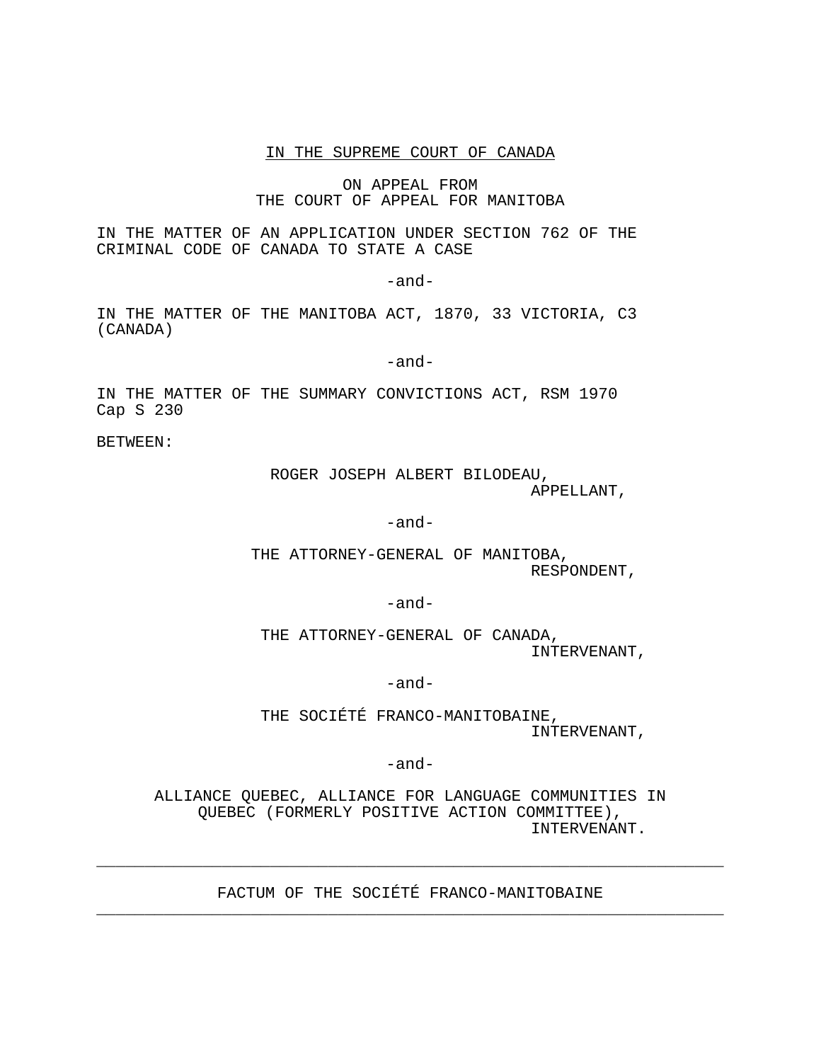IN THE SUPREME COURT OF CANADA

ON APPEAL FROM
THE COURT OF APPEAL FOR MANITOBA

IN THE MATTER OF AN APPLICATION UNDER SECTION 762 OF THE CRIMINAL CODE OF CANADA TO STATE A CASE

-and-

IN THE MATTER OF THE MANITOBA ACT, 1870, 33 VICTORIA, C3 (CANADA)

-and-

IN THE MATTER OF THE SUMMARY CONVICTIONS ACT, RSM 1970 Cap S 230

BETWEEN:

ROGER JOSEPH ALBERT BILODEAU,
APPELLANT,

-and-

THE ATTORNEY-GENERAL OF MANITOBA,
RESPONDENT,

-and-

THE ATTORNEY-GENERAL OF CANADA,
INTERVENANT,

-and-

THE SOCIÉTÉ FRANCO-MANITOBAINE,
INTERVENANT,

-and-

ALLIANCE QUEBEC, ALLIANCE FOR LANGUAGE COMMUNITIES IN QUEBEC (FORMERLY POSITIVE ACTION COMMITTEE),
INTERVENANT.

---

FACTUM OF THE SOCIÉTÉ FRANCO-MANITOBAINE

---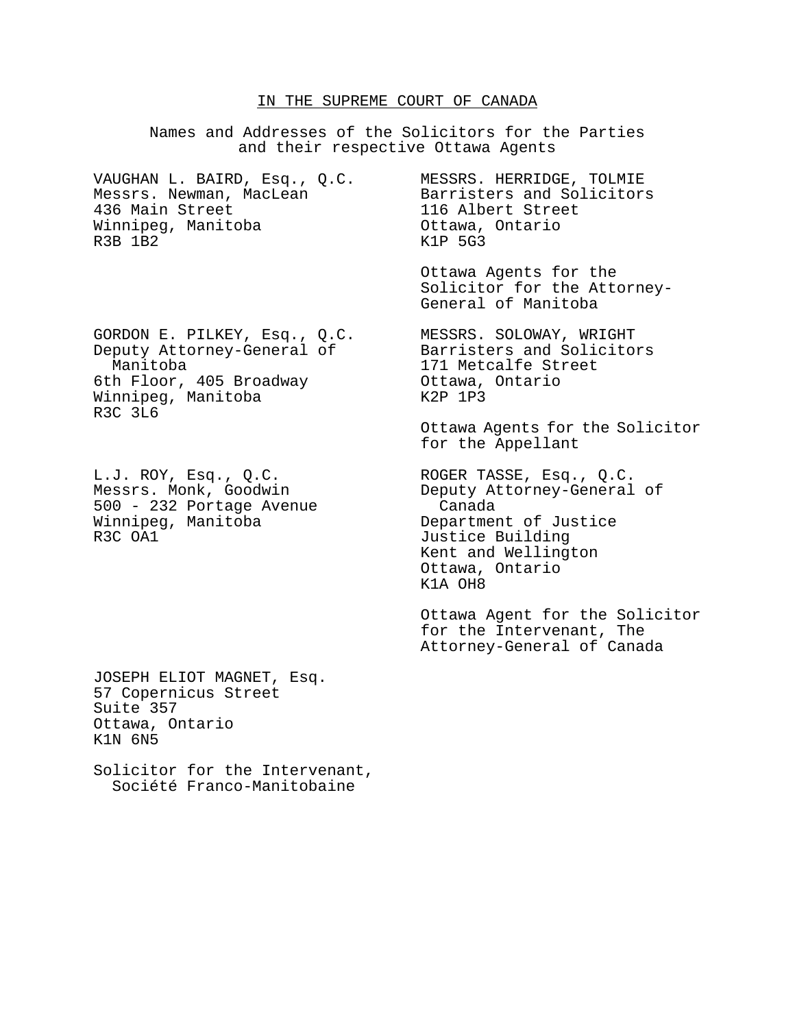IN THE SUPREME COURT OF CANADA

Names and Addresses of the Solicitors for the Parties
and their respective Ottawa Agents

VAUGHAN L. BAIRD, Esq., Q.C.
Messrs. Newman, MacLean
436 Main Street
Winnipeg, Manitoba
R3B 1B2

MESSRS. HERRIDGE, TOLMIE
Barristers and Solicitors
116 Albert Street
Ottawa, Ontario
K1P 5G3

Ottawa Agents for the Solicitor for the Attorney-General of Manitoba

GORDON E. PILKEY, Esq., Q.C.
Deputy Attorney-General of Manitoba
6th Floor, 405 Broadway
Winnipeg, Manitoba
R3C 3L6

MESSRS. SOLOWAY, WRIGHT
Barristers and Solicitors
171 Metcalfe Street
Ottawa, Ontario
K2P 1P3

Ottawa Agents for the Solicitor for the Appellant

L.J. ROY, Esq., Q.C.
Messrs. Monk, Goodwin
500 - 232 Portage Avenue
Winnipeg, Manitoba
R3C OA1

ROGER TASSE, Esq., Q.C.
Deputy Attorney-General of Canada
Department of Justice
Justice Building
Kent and Wellington
Ottawa, Ontario
K1A OH8

Ottawa Agent for the Solicitor for the Intervenant, The Attorney-General of Canada

JOSEPH ELIOT MAGNET, Esq.
57 Copernicus Street
Suite 357
Ottawa, Ontario
K1N 6N5

Solicitor for the Intervenant, Société Franco-Manitobaine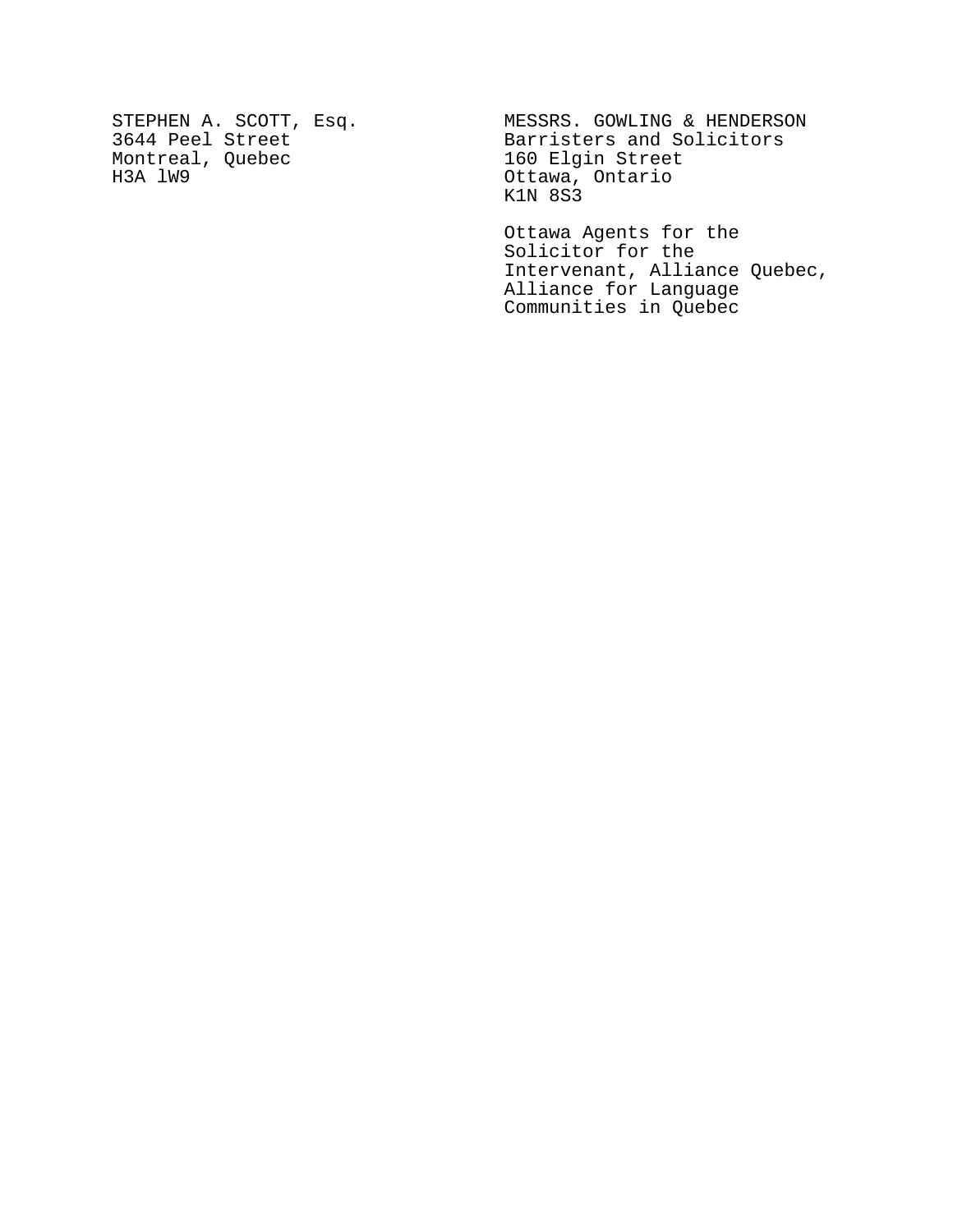STEPHEN A. SCOTT, Esq.
3644 Peel Street
Montreal, Quebec
H3A lW9

MESSRS. GOWLING & HENDERSON
Barristers and Solicitors
160 Elgin Street
Ottawa, Ontario
K1N 8S3

Ottawa Agents for the Solicitor for the Intervenant, Alliance Quebec, Alliance for Language Communities in Quebec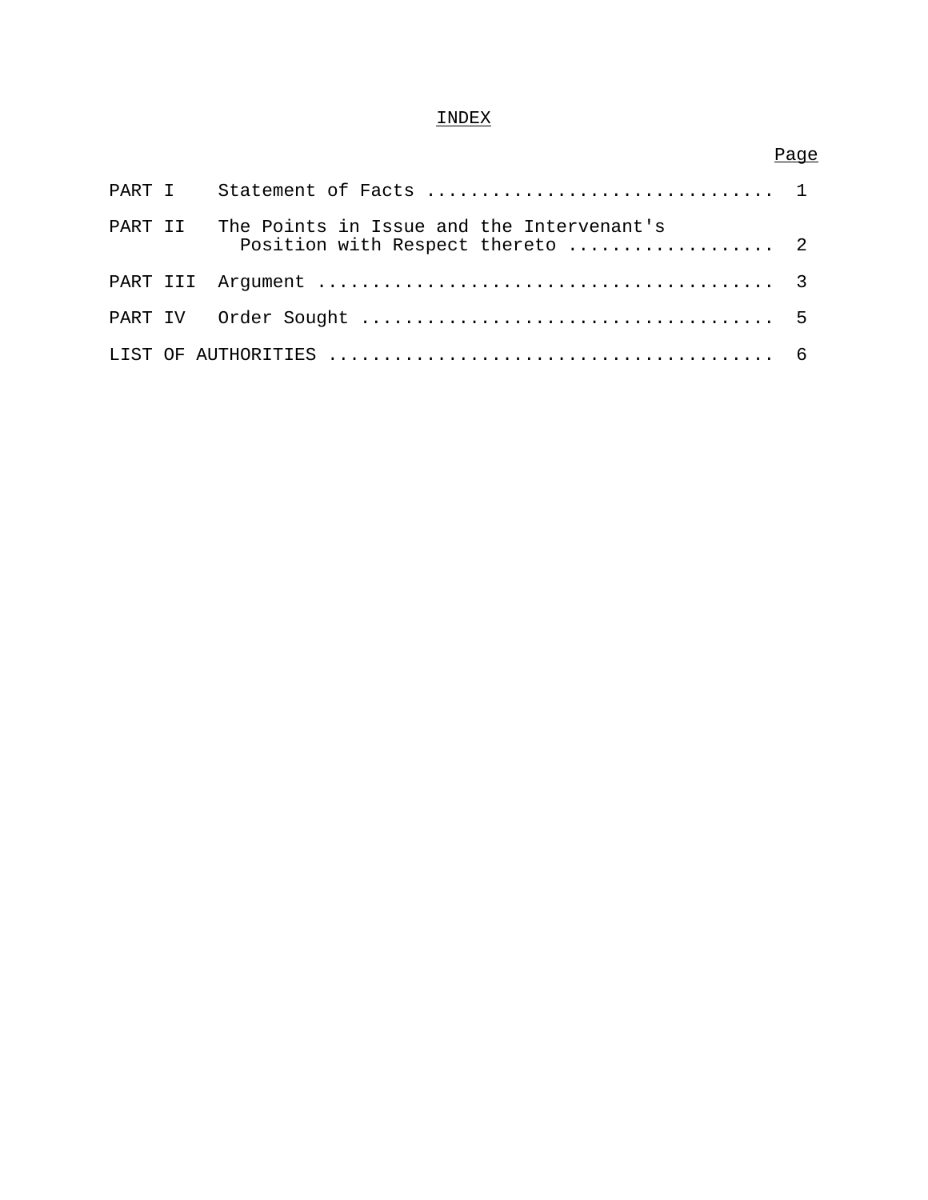# INDEX

| | | Page |
|---|---|---|
| PART I | Statement of Facts | 1 |
| PART II | The Points in Issue and the Intervenant's Position with Respect thereto | 2 |
| PART III | Argument | 3 |
| PART IV | Order Sought | 5 |
| LIST OF AUTHORITIES | | 6 |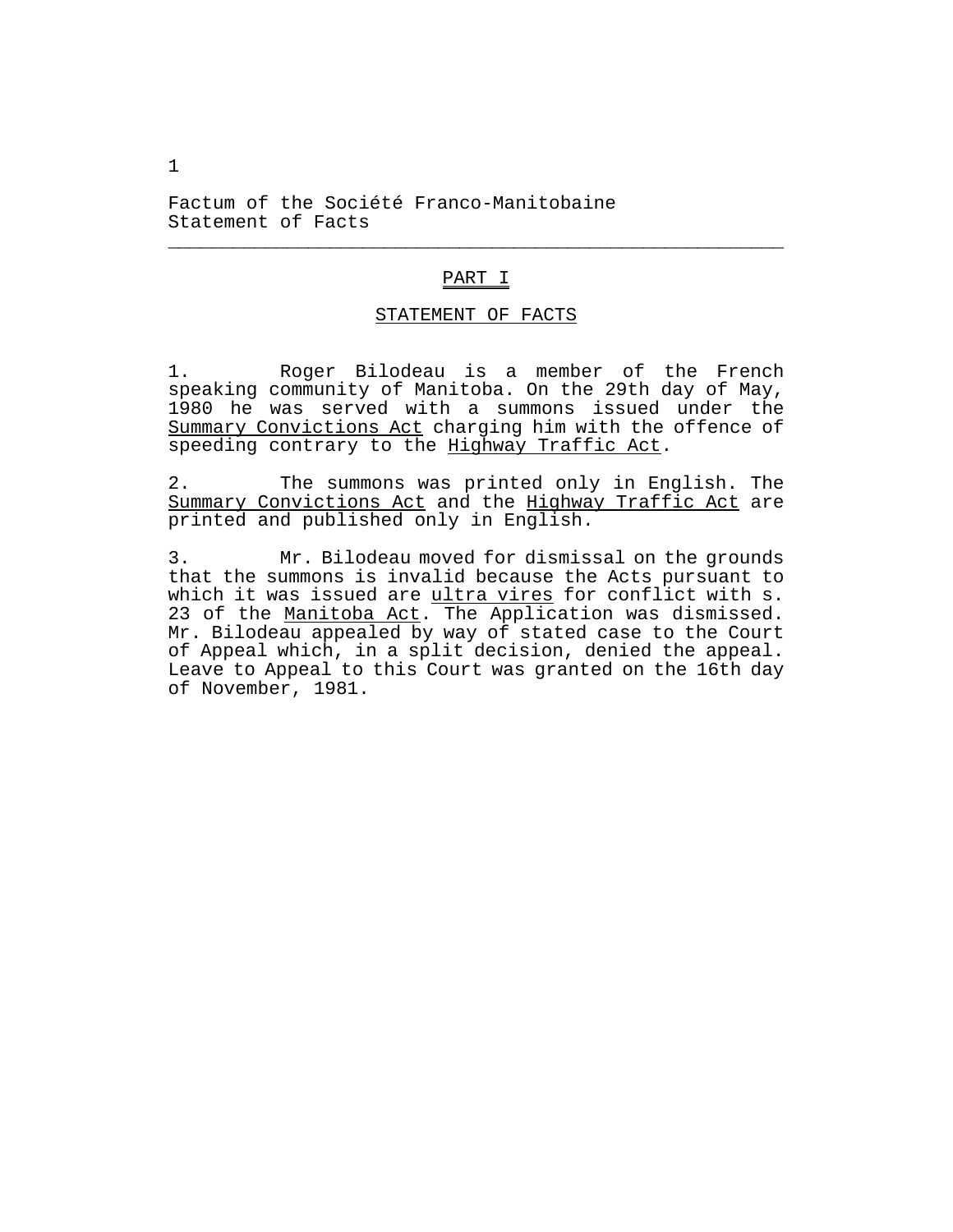Factum of the Société Franco-Manitobaine
Statement of Facts

## PART I

## STATEMENT OF FACTS

1. Roger Bilodeau is a member of the French speaking community of Manitoba. On the 29th day of May, 1980 he was served with a summons issued under the Summary Convictions Act charging him with the offence of speeding contrary to the Highway Traffic Act.

2. The summons was printed only in English. The Summary Convictions Act and the Highway Traffic Act are printed and published only in English.

3. Mr. Bilodeau moved for dismissal on the grounds that the summons is invalid because the Acts pursuant to which it was issued are ultra vires for conflict with s. 23 of the Manitoba Act. The Application was dismissed. Mr. Bilodeau appealed by way of stated case to the Court of Appeal which, in a split decision, denied the appeal. Leave to Appeal to this Court was granted on the 16th day of November, 1981.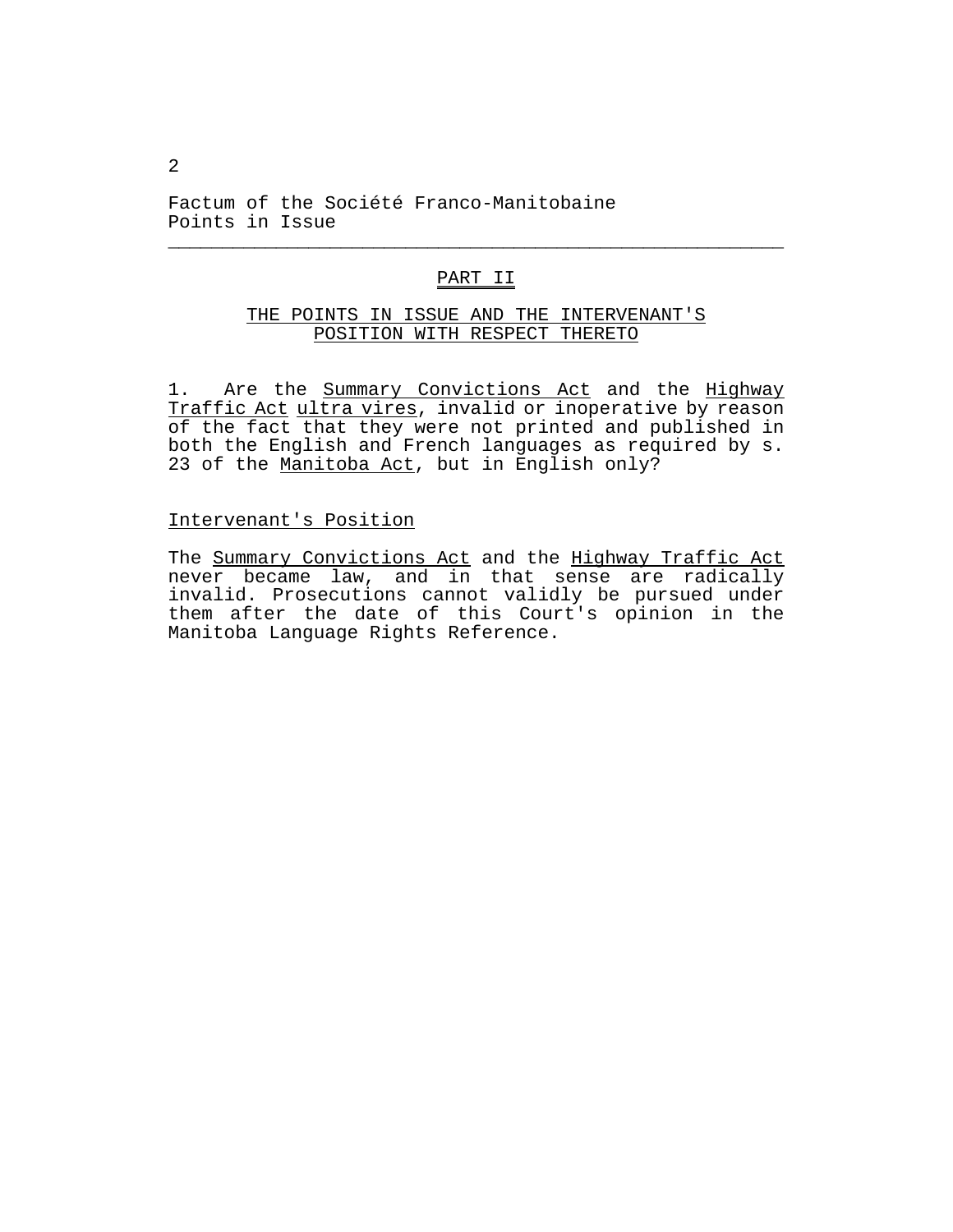## PART II

### THE POINTS IN ISSUE AND THE INTERVENANT'S POSITION WITH RESPECT THERETO

1. Are the Summary Convictions Act and the Highway Traffic Act ultra vires, invalid or inoperative by reason of the fact that they were not printed and published in both the English and French languages as required by s. 23 of the Manitoba Act, but in English only?

Intervenant's Position

The Summary Convictions Act and the Highway Traffic Act never became law, and in that sense are radically invalid. Prosecutions cannot validly be pursued under them after the date of this Court's opinion in the Manitoba Language Rights Reference.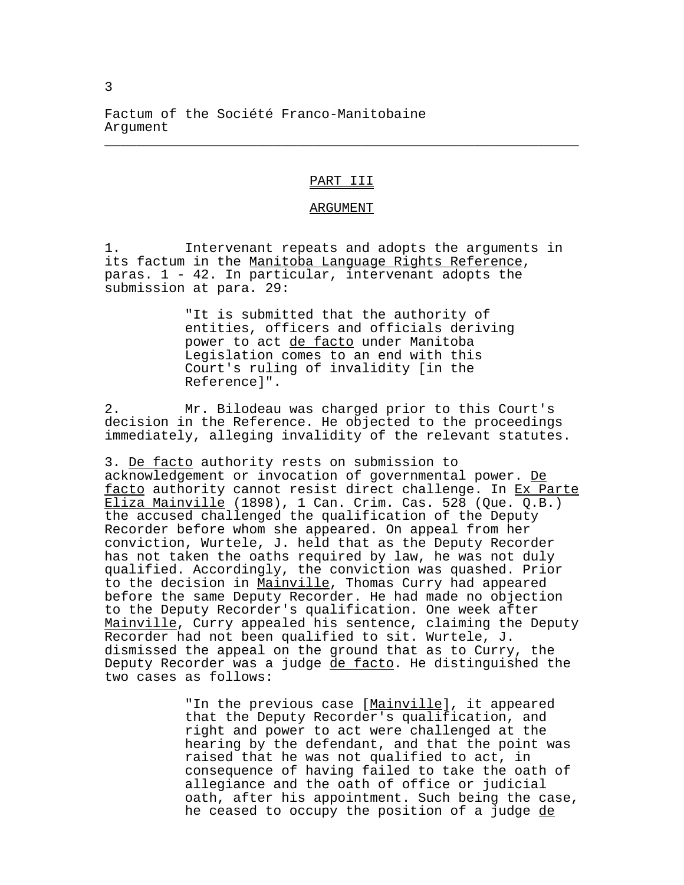## PART III

## ARGUMENT

1. Intervenant repeats and adopts the arguments in its factum in the Manitoba Language Rights Reference, paras. 1 - 42. In particular, intervenant adopts the submission at para. 29:

> "It is submitted that the authority of entities, officers and officials deriving power to act *de facto* under Manitoba Legislation comes to an end with this Court's ruling of invalidity [in the Reference]".

2. Mr. Bilodeau was charged prior to this Court's decision in the Reference. He objected to the proceedings immediately, alleging invalidity of the relevant statutes.

3. *De facto* authority rests on submission to acknowledgement or invocation of governmental power. *De facto* authority cannot resist direct challenge. In *Ex Parte Eliza Mainville* (1898), 1 Can. Crim. Cas. 528 (Que. Q.B.) the accused challenged the qualification of the Deputy Recorder before whom she appeared. On appeal from her conviction, Wurtele, J. held that as the Deputy Recorder has not taken the oaths required by law, he was not duly qualified. Accordingly, the conviction was quashed. Prior to the decision in *Mainville*, Thomas Curry had appeared before the same Deputy Recorder. He had made no objection to the Deputy Recorder's qualification. One week after *Mainville*, Curry appealed his sentence, claiming the Deputy Recorder had not been qualified to sit. Wurtele, J. dismissed the appeal on the ground that as to Curry, the Deputy Recorder was a judge *de facto*. He distinguished the two cases as follows:

> "In the previous case [*Mainville*], it appeared that the Deputy Recorder's qualification, and right and power to act were challenged at the hearing by the defendant, and that the point was raised that he was not qualified to act, in consequence of having failed to take the oath of allegiance and the oath of office or judicial oath, after his appointment. Such being the case, he ceased to occupy the position of a judge *de*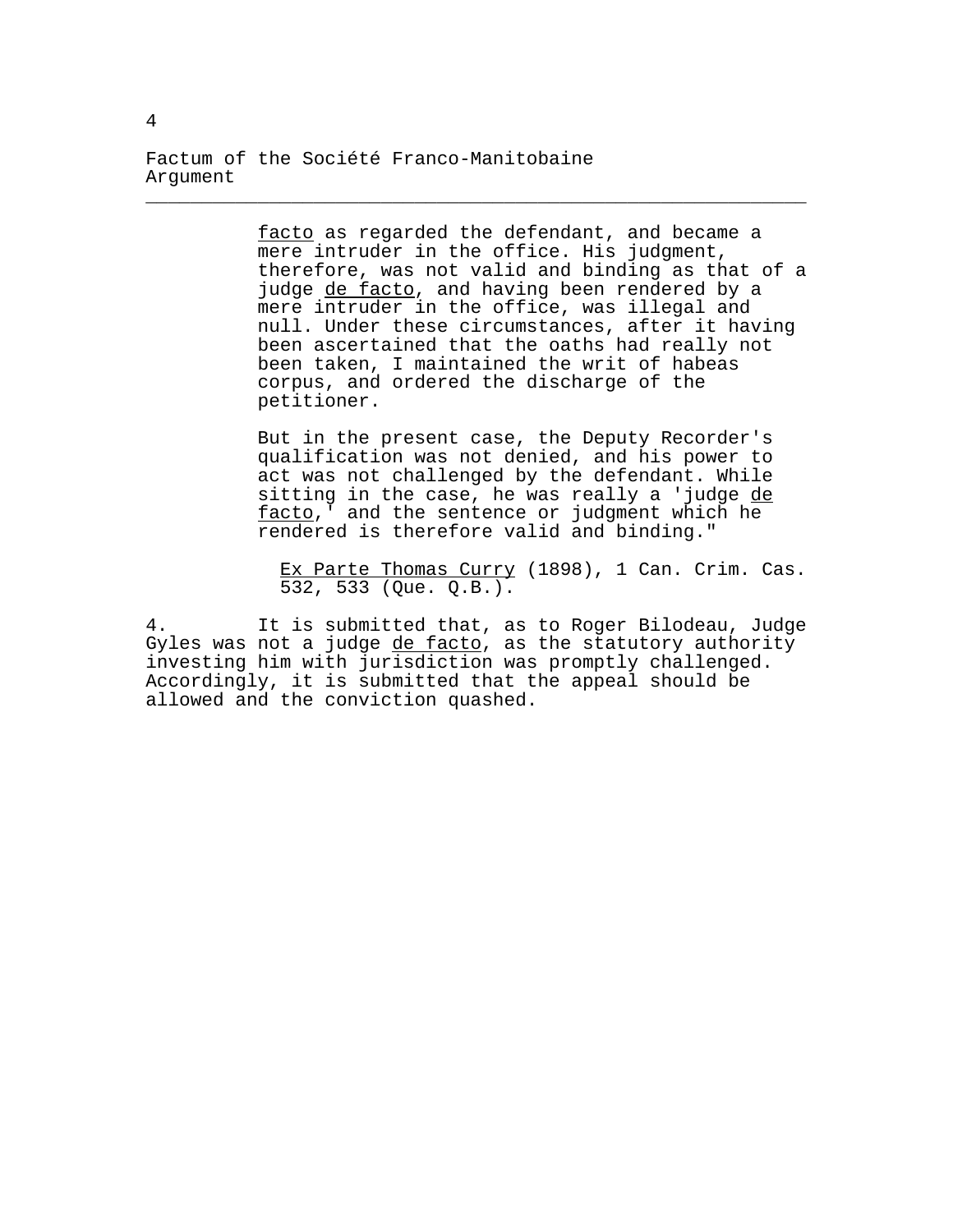> *facto* as regarded the defendant, and became a mere intruder in the office. His judgment, therefore, was not valid and binding as that of a judge *de facto*, and having been rendered by a mere intruder in the office, was illegal and null. Under these circumstances, after it having been ascertained that the oaths had really not been taken, I maintained the writ of habeas corpus, and ordered the discharge of the petitioner.
>
> But in the present case, the Deputy Recorder's qualification was not denied, and his power to act was not challenged by the defendant. While sitting in the case, he was really a 'judge *de facto*,' and the sentence or judgment which he rendered is therefore valid and binding."
>
> *Ex Parte Thomas Curry* (1898), 1 Can. Crim. Cas. 532, 533 (Que. Q.B.).

4. It is submitted that, as to Roger Bilodeau, Judge Gyles was not a judge *de facto*, as the statutory authority investing him with jurisdiction was promptly challenged. Accordingly, it is submitted that the appeal should be allowed and the conviction quashed.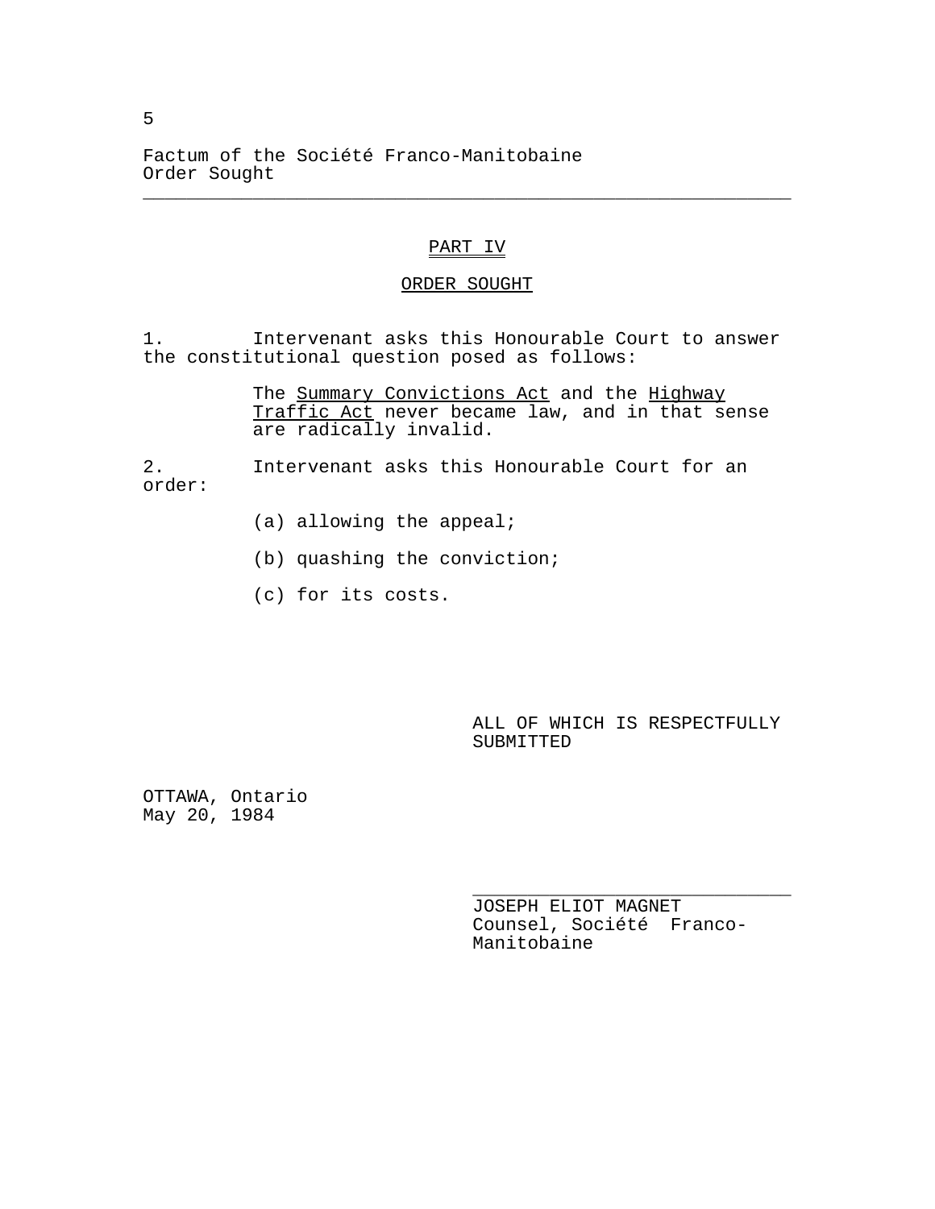## PART IV

## ORDER SOUGHT

1. Intervenant asks this Honourable Court to answer the constitutional question posed as follows:

> The Summary Convictions Act and the Highway Traffic Act never became law, and in that sense are radically invalid.

2. Intervenant asks this Honourable Court for an order:

   (a) allowing the appeal;

   (b) quashing the conviction;

   (c) for its costs.

ALL OF WHICH IS RESPECTFULLY SUBMITTED

OTTAWA, Ontario
May 20, 1984

JOSEPH ELIOT MAGNET
Counsel, Société Franco-Manitobaine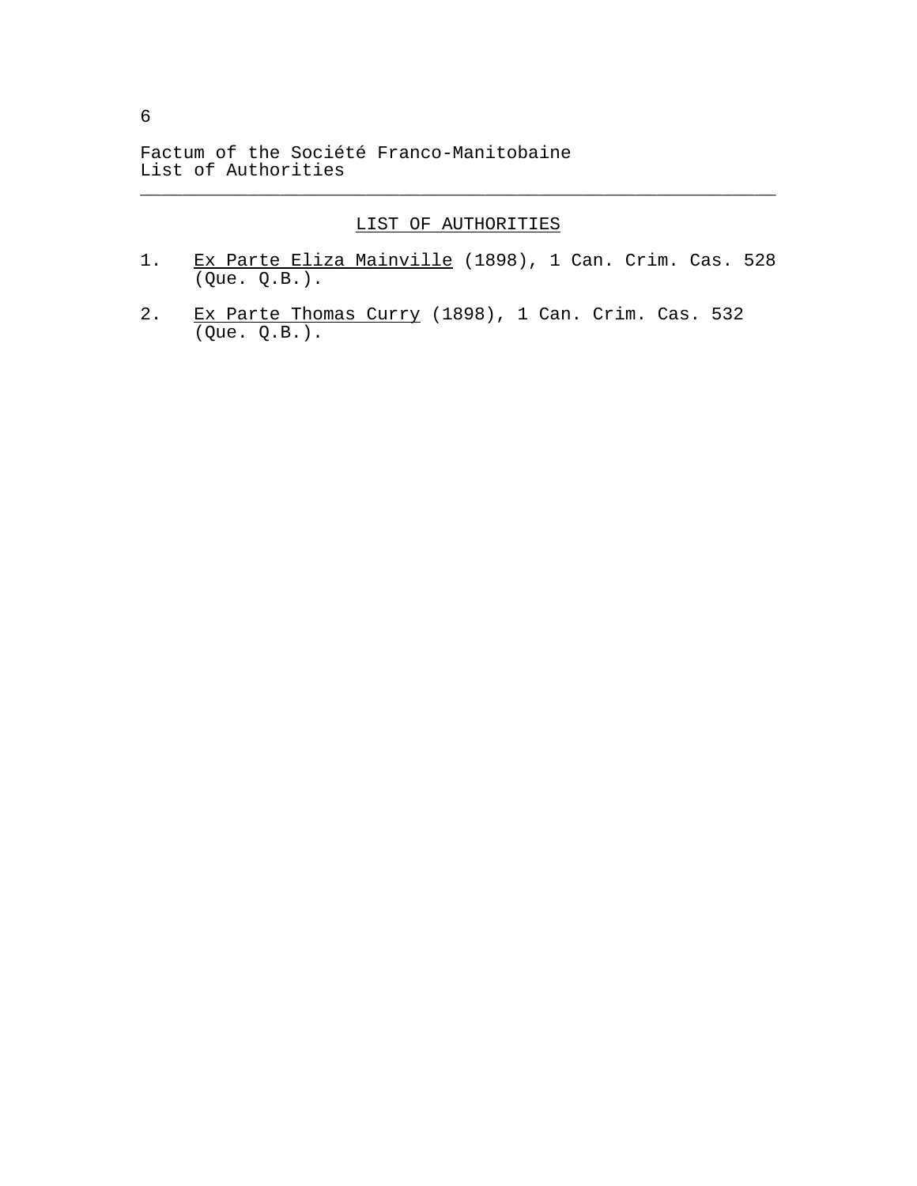## LIST OF AUTHORITIES

1. Ex Parte Eliza Mainville (1898), 1 Can. Crim. Cas. 528 (Que. Q.B.).

2. Ex Parte Thomas Curry (1898), 1 Can. Crim. Cas. 532 (Que. Q.B.).